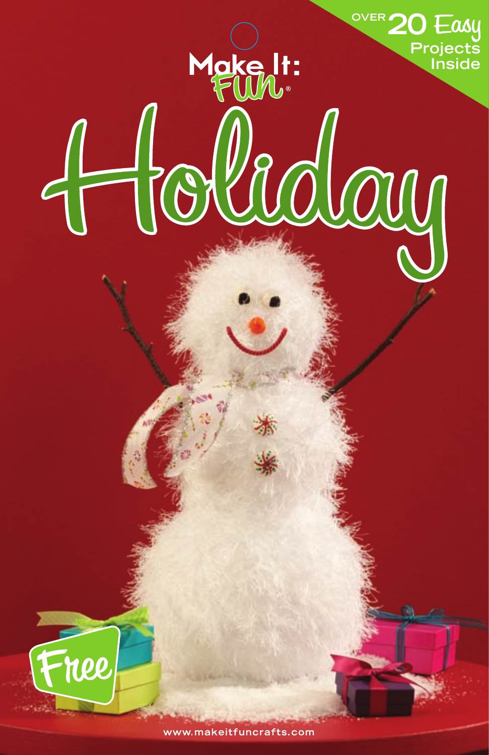OVER 20 Easy Projects Inside

Make It: Fun®

# Holiday

Free

www.makeitfuncrafts.com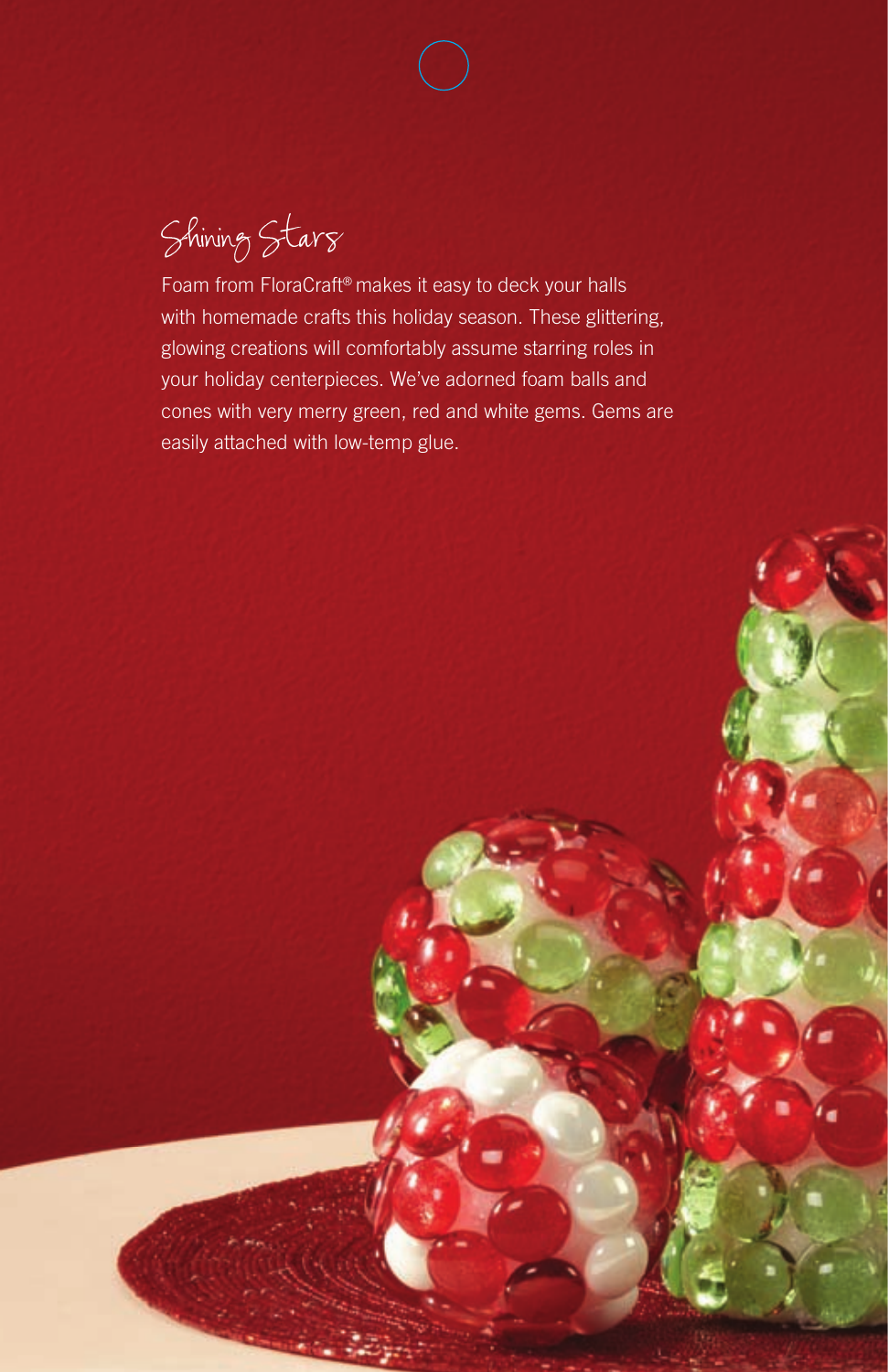# Shining Stars

Foam from FloraCraft® makes it easy to deck your halls with homemade crafts this holiday season. These glittering, glowing creations will comfortably assume starring roles in your holiday centerpieces. We've adorned foam balls and cones with very merry green, red and white gems. Gems are easily attached with low-temp glue.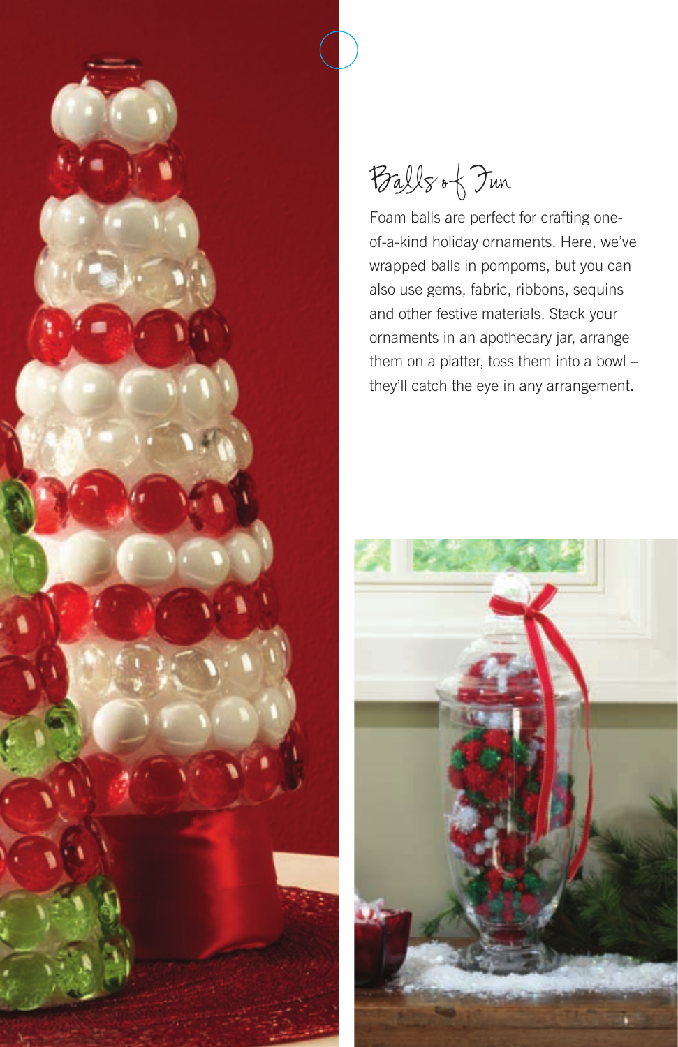## Balls of Fun

Foam balls are perfect for crafting one-of-a-kind holiday ornaments. Here, we've wrapped balls in pompoms, but you can also use gems, fabric, ribbons, sequins and other festive materials. Stack your ornaments in an apothecary jar, arrange them on a platter, toss them into a bowl – they'll catch the eye in any arrangement.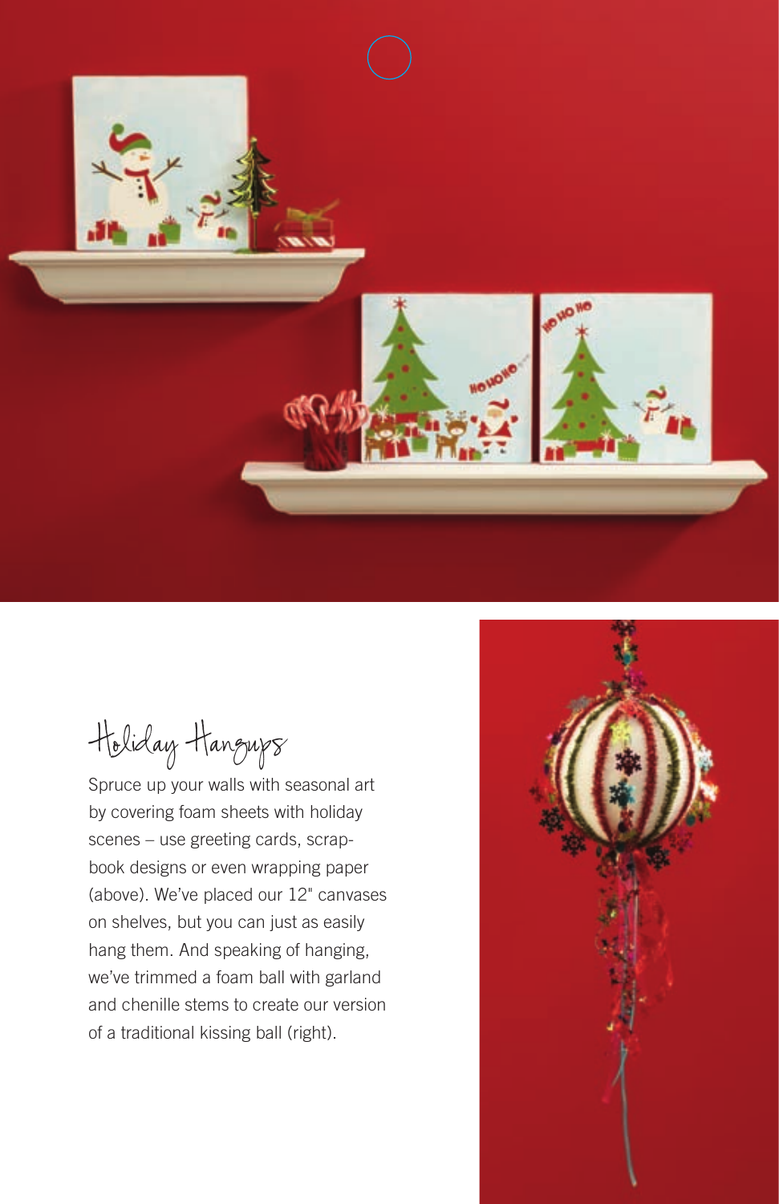## Holiday Hangups

Spruce up your walls with seasonal art by covering foam sheets with holiday scenes – use greeting cards, scrapbook designs or even wrapping paper (above). We've placed our 12" canvases on shelves, but you can just as easily hang them. And speaking of hanging, we've trimmed a foam ball with garland and chenille stems to create our version of a traditional kissing ball (right).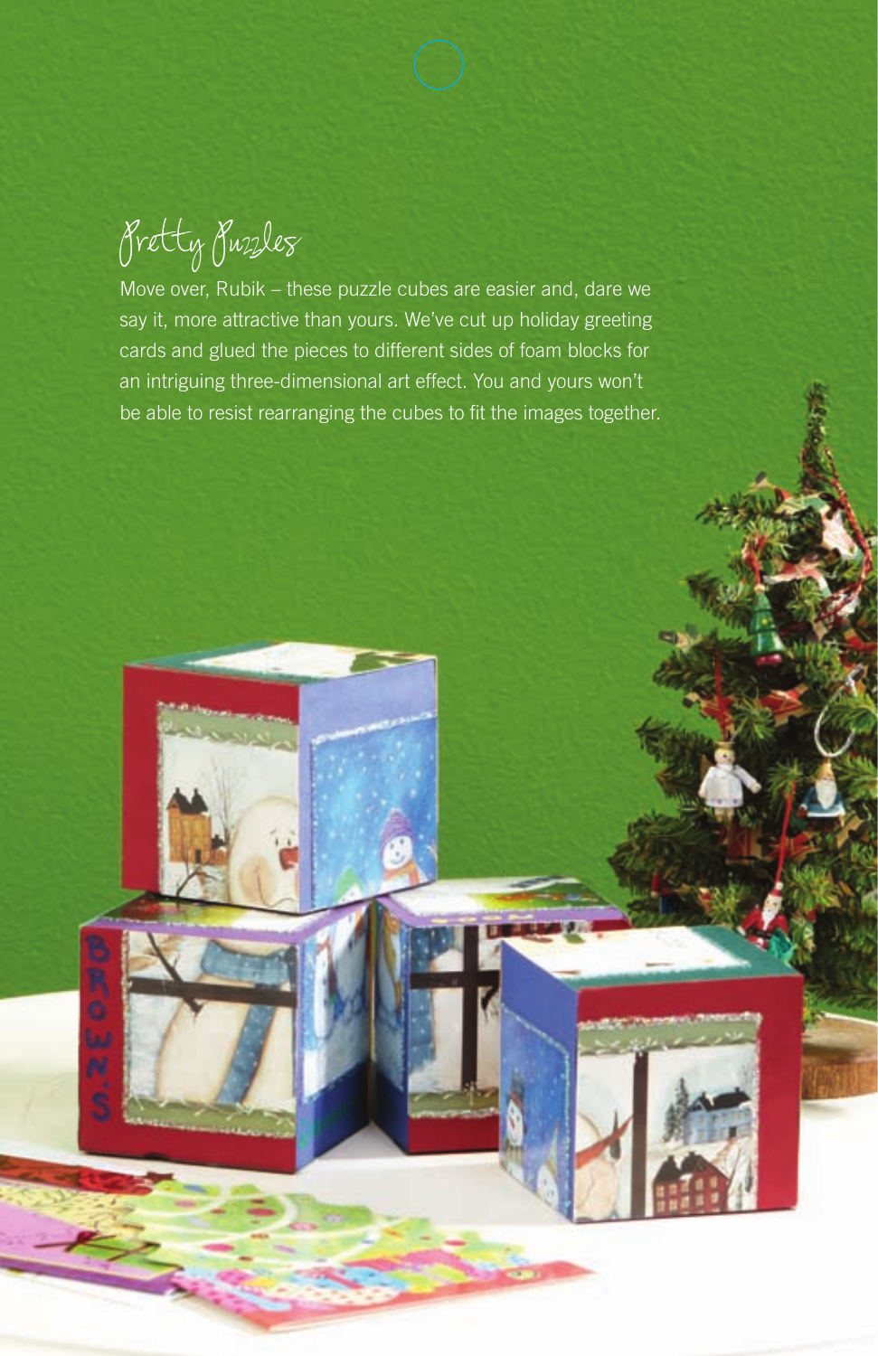# Pretty Puzzles

Move over, Rubik – these puzzle cubes are easier and, dare we say it, more attractive than yours. We've cut up holiday greeting cards and glued the pieces to different sides of foam blocks for an intriguing three-dimensional art effect. You and yours won't be able to resist rearranging the cubes to fit the images together.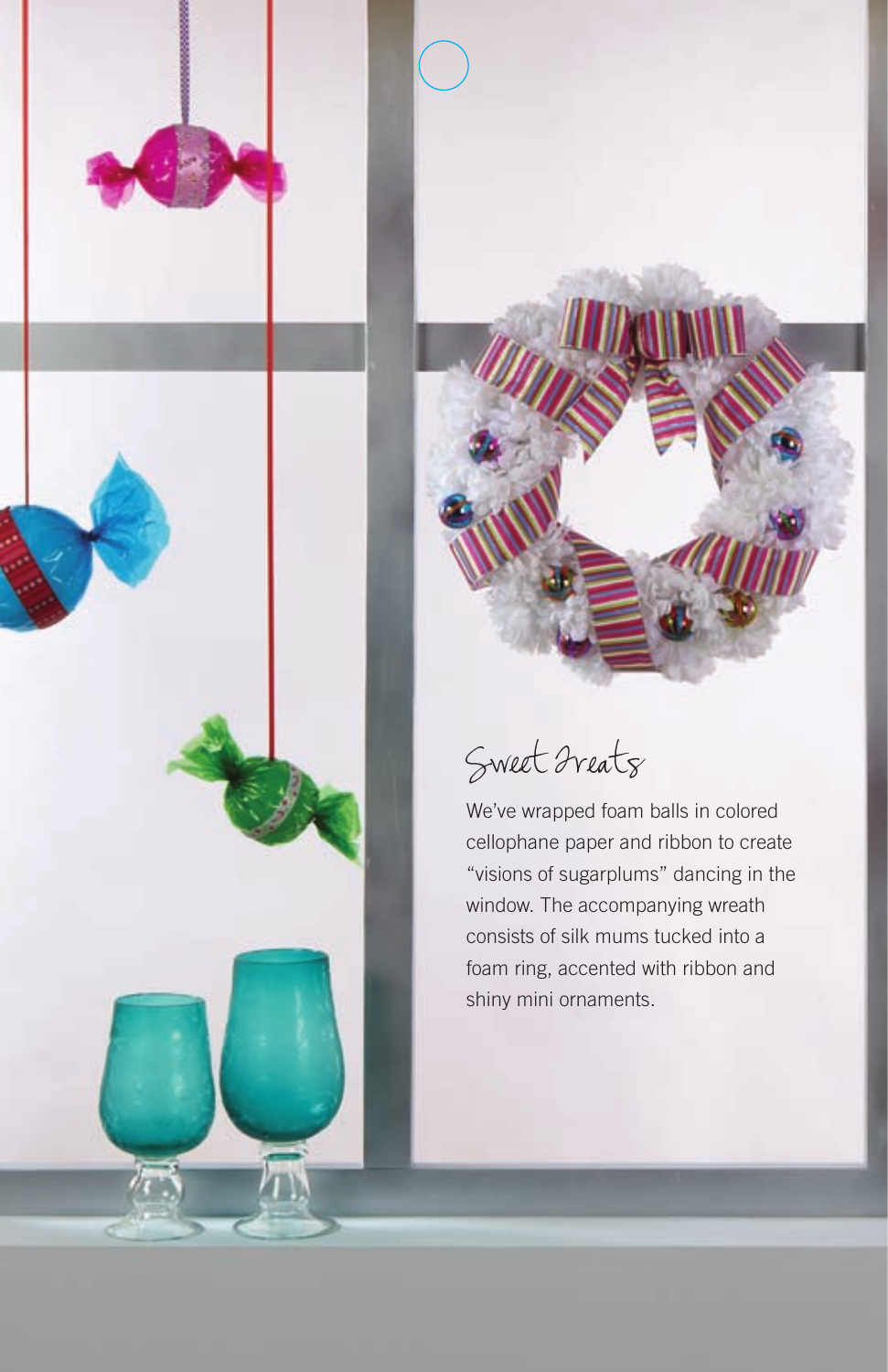## Sweet Treats

We've wrapped foam balls in colored cellophane paper and ribbon to create "visions of sugarplums" dancing in the window. The accompanying wreath consists of silk mums tucked into a foam ring, accented with ribbon and shiny mini ornaments.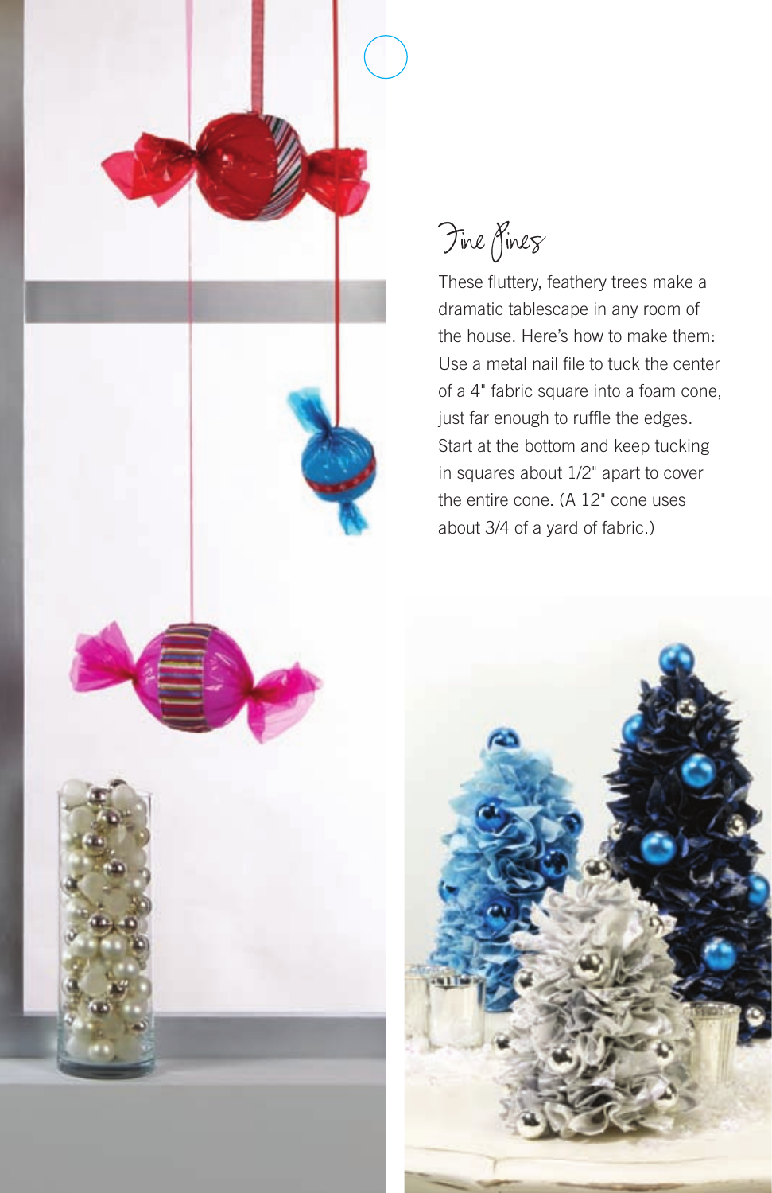## Fine Pines

These fluttery, feathery trees make a dramatic tablescape in any room of the house. Here's how to make them: Use a metal nail file to tuck the center of a 4" fabric square into a foam cone, just far enough to ruffle the edges. Start at the bottom and keep tucking in squares about 1/2" apart to cover the entire cone. (A 12" cone uses about 3/4 of a yard of fabric.)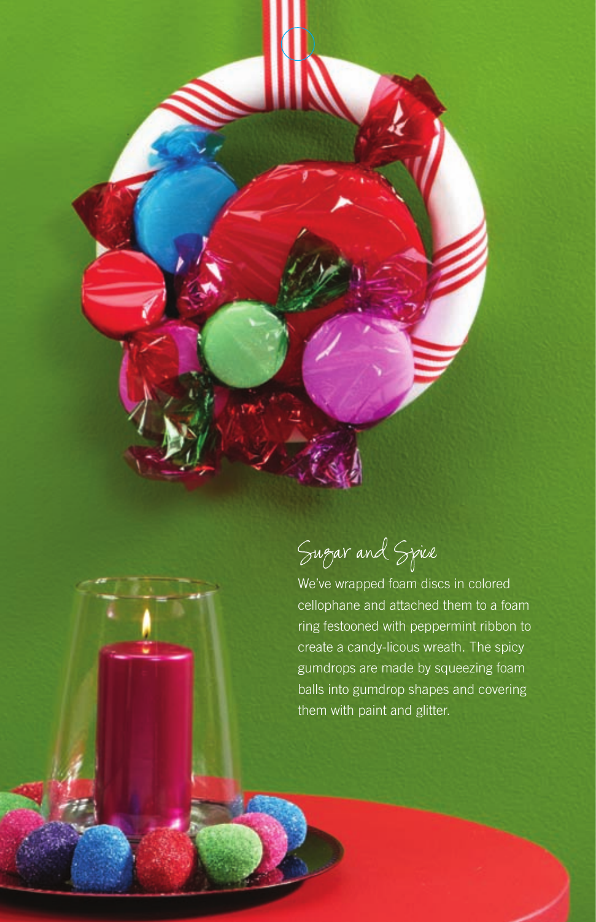## Sugar and Spice

We've wrapped foam discs in colored cellophane and attached them to a foam ring festooned with peppermint ribbon to create a candy-licous wreath. The spicy gumdrops are made by squeezing foam balls into gumdrop shapes and covering them with paint and glitter.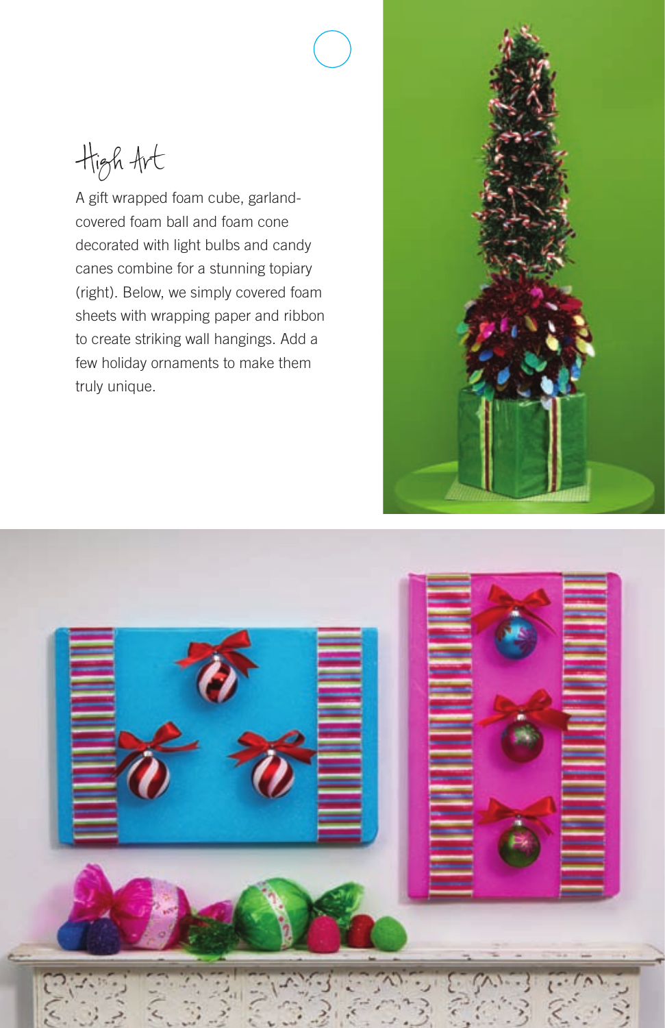# High Art

A gift wrapped foam cube, garland-covered foam ball and foam cone decorated with light bulbs and candy canes combine for a stunning topiary (right). Below, we simply covered foam sheets with wrapping paper and ribbon to create striking wall hangings. Add a few holiday ornaments to make them truly unique.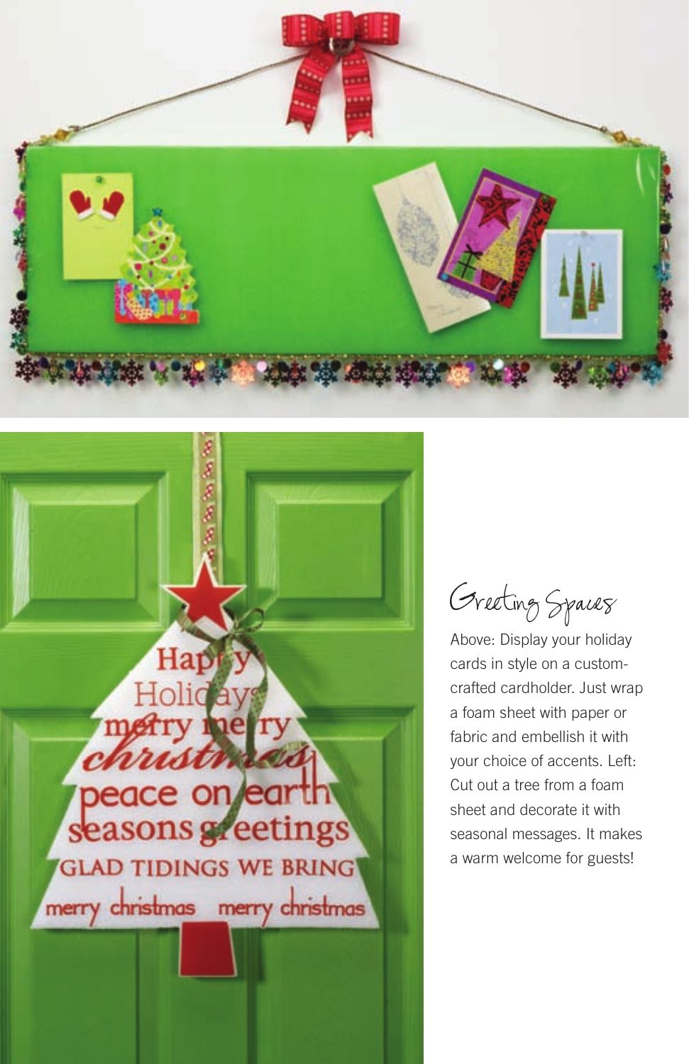## Greeting Spaces

Above: Display your holiday cards in style on a custom-crafted cardholder. Just wrap a foam sheet with paper or fabric and embellish it with your choice of accents. Left: Cut out a tree from a foam sheet and decorate it with seasonal messages. It makes a warm welcome for guests!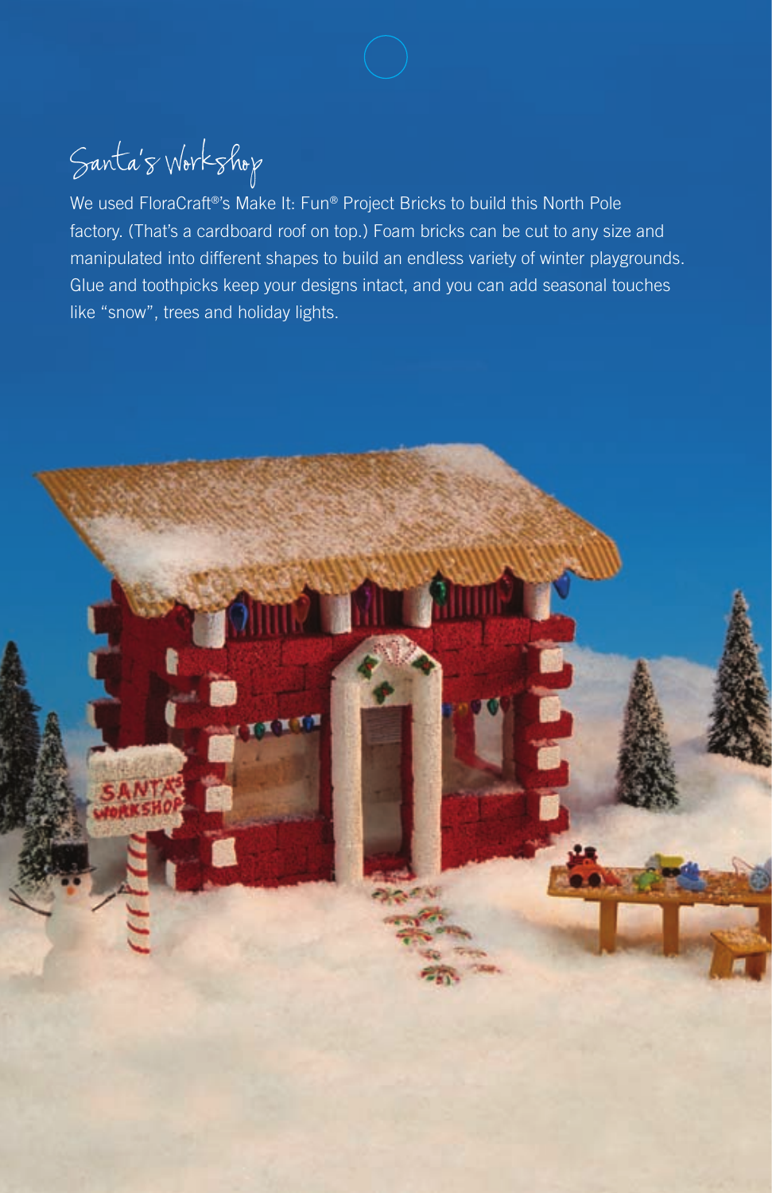# Santa's Workshop

We used FloraCraft®'s Make It: Fun® Project Bricks to build this North Pole factory. (That's a cardboard roof on top.) Foam bricks can be cut to any size and manipulated into different shapes to build an endless variety of winter playgrounds. Glue and toothpicks keep your designs intact, and you can add seasonal touches like "snow", trees and holiday lights.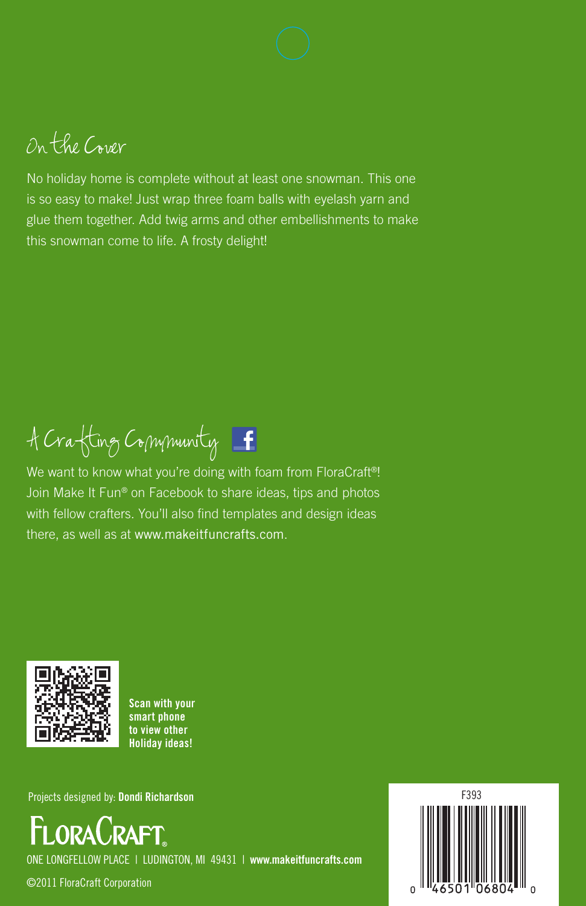## On the Cover

No holiday home is complete without at least one snowman. This one is so easy to make! Just wrap three foam balls with eyelash yarn and glue them together. Add twig arms and other embellishments to make this snowman come to life. A frosty delight!

## A Crafting Community

We want to know what you're doing with foam from FloraCraft®! Join Make It Fun® on Facebook to share ideas, tips and photos with fellow crafters. You'll also find templates and design ideas there, as well as at www.makeitfuncrafts.com.

**Scan with your smart phone to view other Holiday ideas!**

Projects designed by: **Dondi Richardson**

FLORACRAFT®

ONE LONGFELLOW PLACE | LUDINGTON, MI 49431 | **www.makeitfuncrafts.com**

©2011 FloraCraft Corporation

F393

0 46501 06804 0